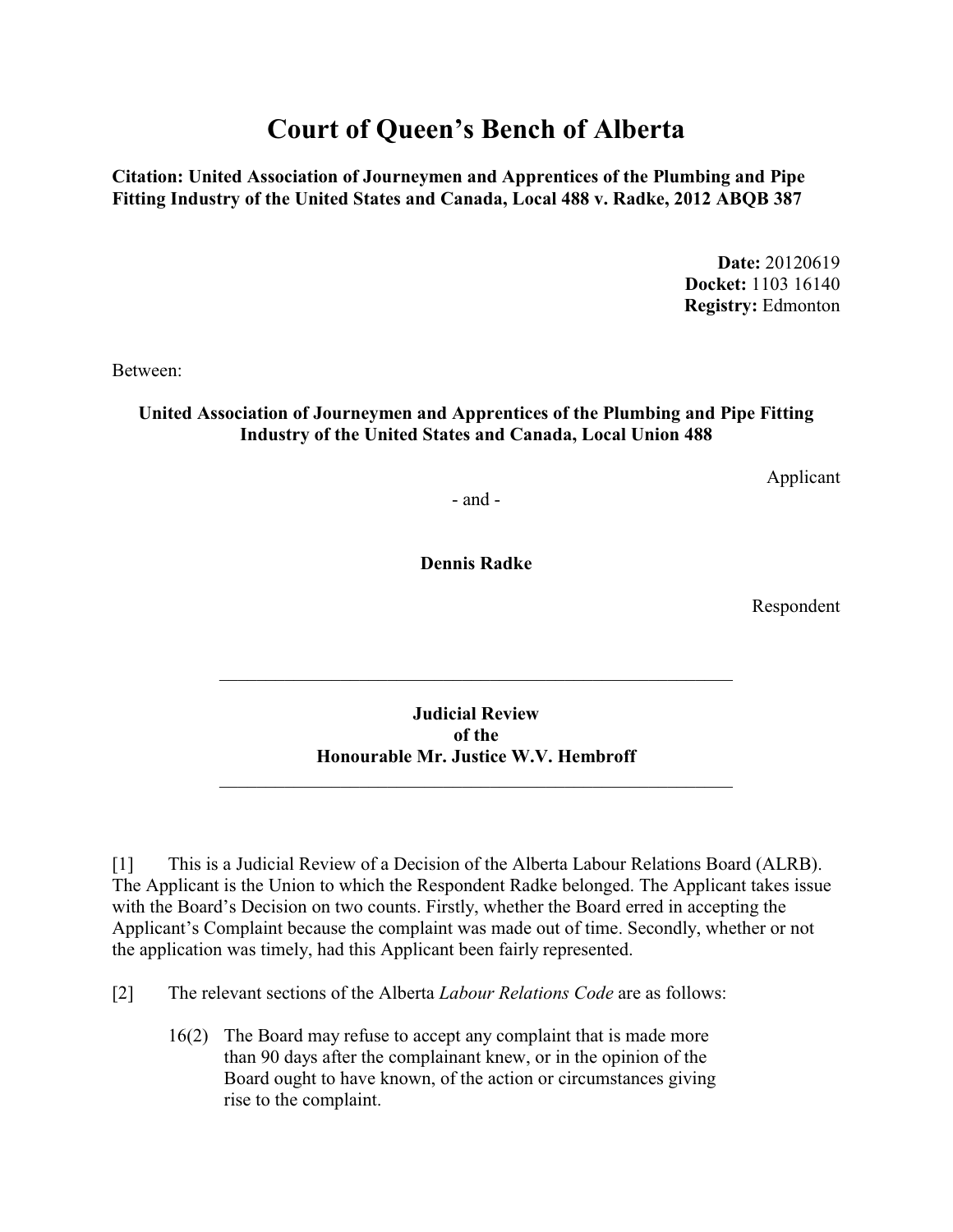# Court of Queen's Bench of Alberta

**Citation: United Association of Journeymen and Apprentices of the Plumbing and Pipe Fitting Industry of the United States and Canada, Local 488 v. Radke, 2012 ABQB 387**

**Date:** 20120619
**Docket:** 1103 16140
**Registry:** Edmonton

Between:

**United Association of Journeymen and Apprentices of the Plumbing and Pipe Fitting Industry of the United States and Canada, Local Union 488**

Applicant

\- and -

**Dennis Radke**

Respondent

---

**Judicial Review**
**of the**
**Honourable Mr. Justice W.V. Hembroff**

---

[1] This is a Judicial Review of a Decision of the Alberta Labour Relations Board (ALRB). The Applicant is the Union to which the Respondent Radke belonged. The Applicant takes issue with the Board's Decision on two counts. Firstly, whether the Board erred in accepting the Applicant's Complaint because the complaint was made out of time. Secondly, whether or not the application was timely, had this Applicant been fairly represented.

[2] The relevant sections of the Alberta *Labour Relations Code* are as follows:

> 16(2) The Board may refuse to accept any complaint that is made more than 90 days after the complainant knew, or in the opinion of the Board ought to have known, of the action or circumstances giving rise to the complaint.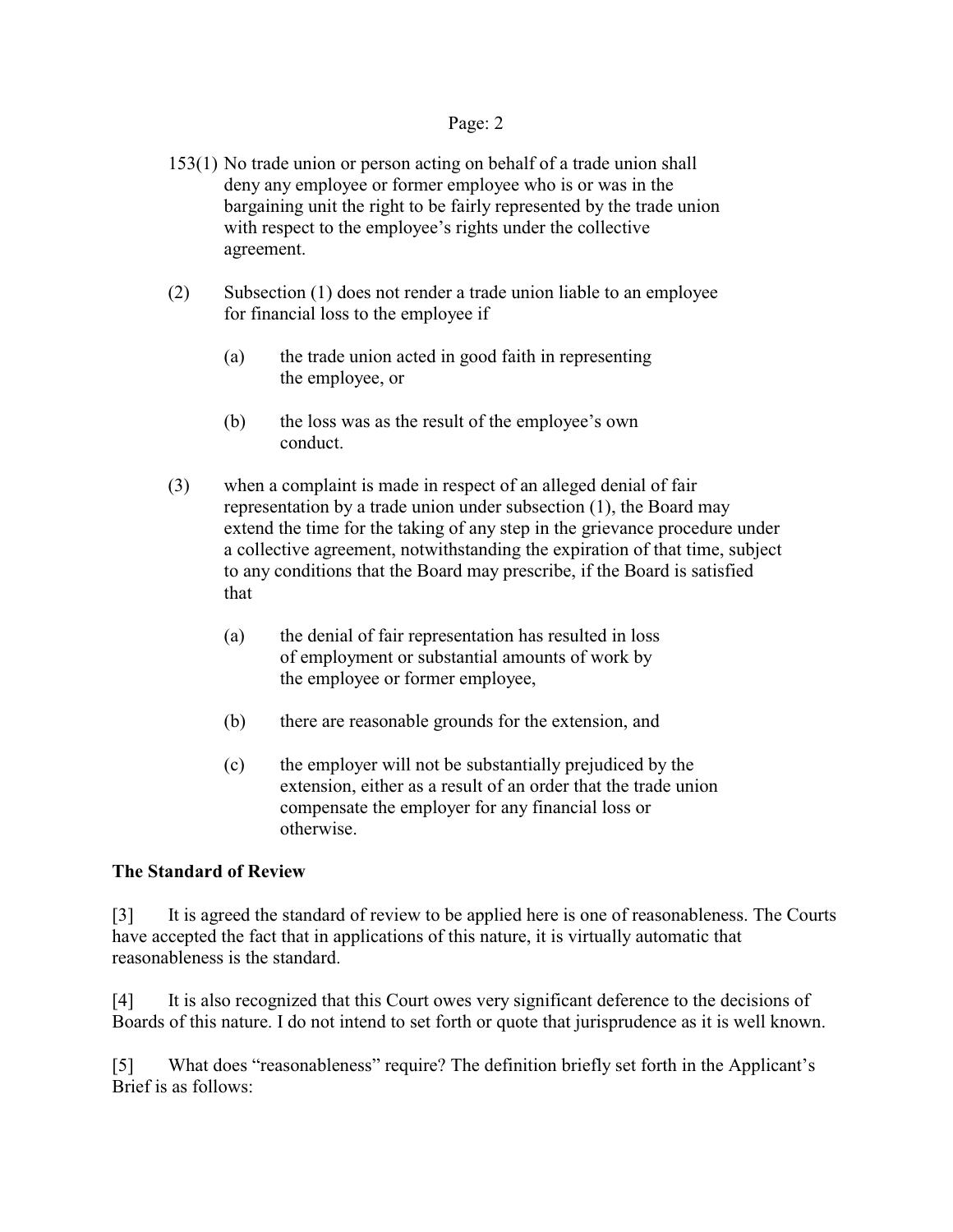153(1) No trade union or person acting on behalf of a trade union shall deny any employee or former employee who is or was in the bargaining unit the right to be fairly represented by the trade union with respect to the employee's rights under the collective agreement.

(2) Subsection (1) does not render a trade union liable to an employee for financial loss to the employee if

(a) the trade union acted in good faith in representing the employee, or

(b) the loss was as the result of the employee's own conduct.

(3) when a complaint is made in respect of an alleged denial of fair representation by a trade union under subsection (1), the Board may extend the time for the taking of any step in the grievance procedure under a collective agreement, notwithstanding the expiration of that time, subject to any conditions that the Board may prescribe, if the Board is satisfied that

(a) the denial of fair representation has resulted in loss of employment or substantial amounts of work by the employee or former employee,

(b) there are reasonable grounds for the extension, and

(c) the employer will not be substantially prejudiced by the extension, either as a result of an order that the trade union compensate the employer for any financial loss or otherwise.

**The Standard of Review**

[3] It is agreed the standard of review to be applied here is one of reasonableness. The Courts have accepted the fact that in applications of this nature, it is virtually automatic that reasonableness is the standard.

[4] It is also recognized that this Court owes very significant deference to the decisions of Boards of this nature. I do not intend to set forth or quote that jurisprudence as it is well known.

[5] What does "reasonableness" require? The definition briefly set forth in the Applicant's Brief is as follows: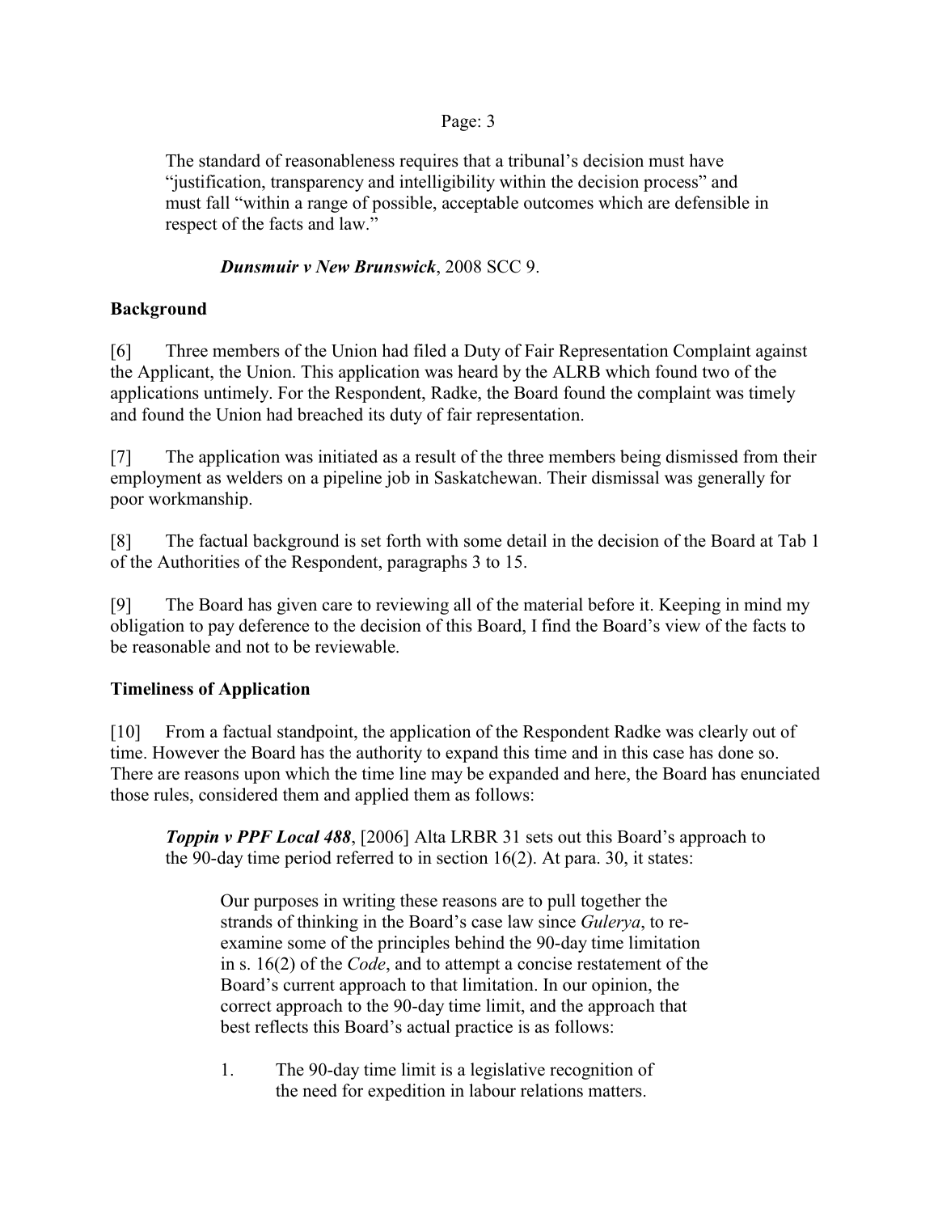> The standard of reasonableness requires that a tribunal's decision must have "justification, transparency and intelligibility within the decision process" and must fall "within a range of possible, acceptable outcomes which are defensible in respect of the facts and law."
>
> ***Dunsmuir v New Brunswick***, 2008 SCC 9.

## Background

[6] Three members of the Union had filed a Duty of Fair Representation Complaint against the Applicant, the Union. This application was heard by the ALRB which found two of the applications untimely. For the Respondent, Radke, the Board found the complaint was timely and found the Union had breached its duty of fair representation.

[7] The application was initiated as a result of the three members being dismissed from their employment as welders on a pipeline job in Saskatchewan. Their dismissal was generally for poor workmanship.

[8] The factual background is set forth with some detail in the decision of the Board at Tab 1 of the Authorities of the Respondent, paragraphs 3 to 15.

[9] The Board has given care to reviewing all of the material before it. Keeping in mind my obligation to pay deference to the decision of this Board, I find the Board's view of the facts to be reasonable and not to be reviewable.

## Timeliness of Application

[10] From a factual standpoint, the application of the Respondent Radke was clearly out of time. However the Board has the authority to expand this time and in this case has done so. There are reasons upon which the time line may be expanded and here, the Board has enunciated those rules, considered them and applied them as follows:

> ***Toppin v PPF Local 488***, [2006] Alta LRBR 31 sets out this Board's approach to the 90-day time period referred to in section 16(2). At para. 30, it states:
>
> > Our purposes in writing these reasons are to pull together the strands of thinking in the Board's case law since *Gulerya*, to re-examine some of the principles behind the 90-day time limitation in s. 16(2) of the *Code*, and to attempt a concise restatement of the Board's current approach to that limitation. In our opinion, the correct approach to the 90-day time limit, and the approach that best reflects this Board's actual practice is as follows:
> >
> > 1. The 90-day time limit is a legislative recognition of the need for expedition in labour relations matters.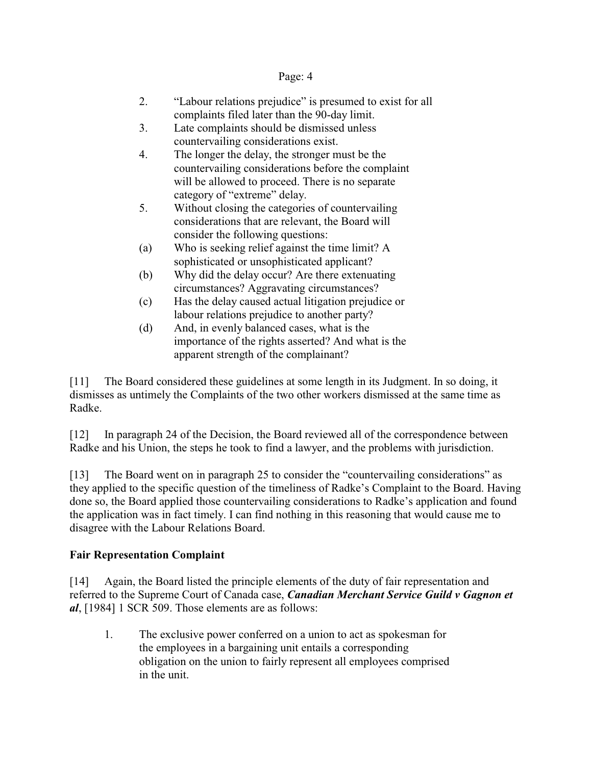2. "Labour relations prejudice" is presumed to exist for all complaints filed later than the 90-day limit.
3. Late complaints should be dismissed unless countervailing considerations exist.
4. The longer the delay, the stronger must be the countervailing considerations before the complaint will be allowed to proceed. There is no separate category of "extreme" delay.
5. Without closing the categories of countervailing considerations that are relevant, the Board will consider the following questions:
   (a) Who is seeking relief against the time limit? A sophisticated or unsophisticated applicant?
   (b) Why did the delay occur? Are there extenuating circumstances? Aggravating circumstances?
   (c) Has the delay caused actual litigation prejudice or labour relations prejudice to another party?
   (d) And, in evenly balanced cases, what is the importance of the rights asserted? And what is the apparent strength of the complainant?

[11] The Board considered these guidelines at some length in its Judgment. In so doing, it dismisses as untimely the Complaints of the two other workers dismissed at the same time as Radke.

[12] In paragraph 24 of the Decision, the Board reviewed all of the correspondence between Radke and his Union, the steps he took to find a lawyer, and the problems with jurisdiction.

[13] The Board went on in paragraph 25 to consider the "countervailing considerations" as they applied to the specific question of the timeliness of Radke's Complaint to the Board. Having done so, the Board applied those countervailing considerations to Radke's application and found the application was in fact timely. I can find nothing in this reasoning that would cause me to disagree with the Labour Relations Board.

**Fair Representation Complaint**

[14] Again, the Board listed the principle elements of the duty of fair representation and referred to the Supreme Court of Canada case, ***Canadian Merchant Service Guild v Gagnon et al***, [1984] 1 SCR 509. Those elements are as follows:

1. The exclusive power conferred on a union to act as spokesman for the employees in a bargaining unit entails a corresponding obligation on the union to fairly represent all employees comprised in the unit.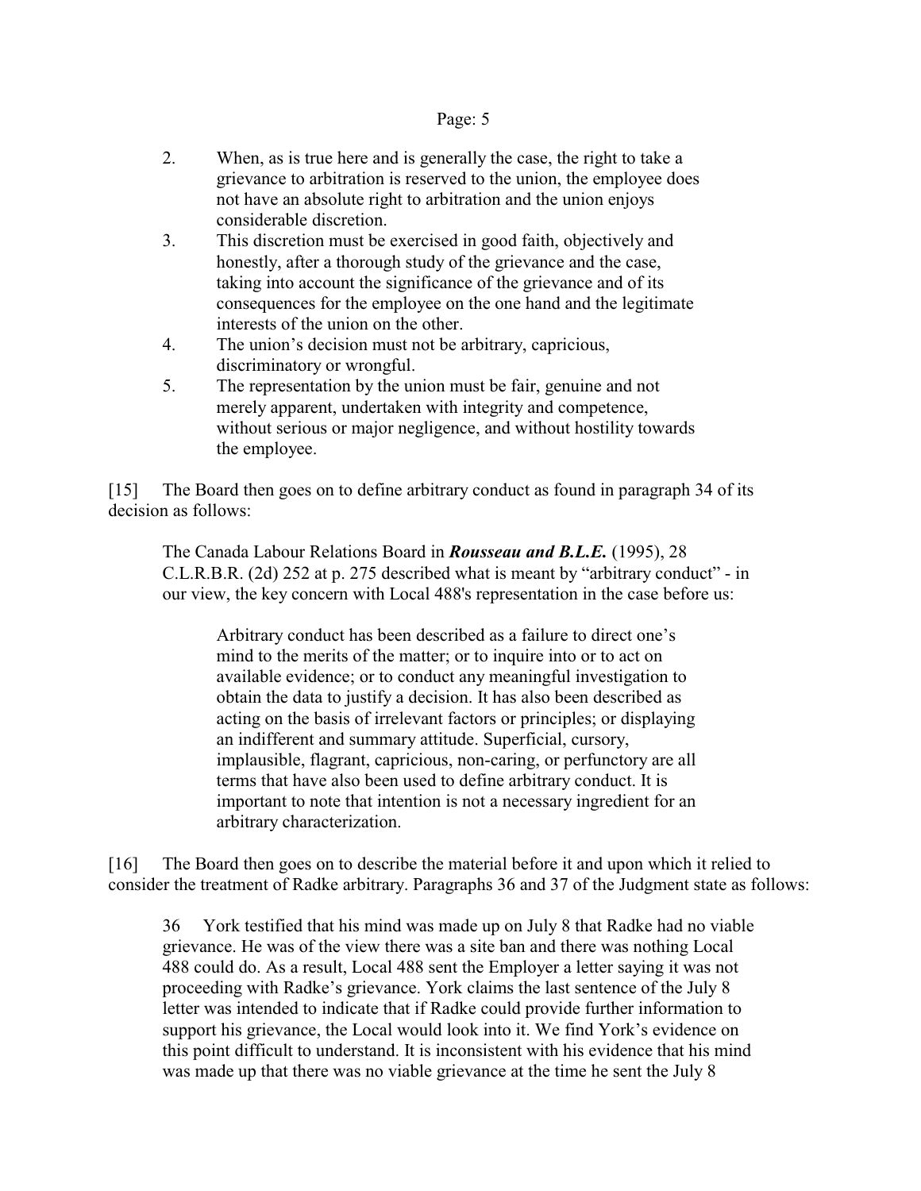2. When, as is true here and is generally the case, the right to take a grievance to arbitration is reserved to the union, the employee does not have an absolute right to arbitration and the union enjoys considerable discretion.
3. This discretion must be exercised in good faith, objectively and honestly, after a thorough study of the grievance and the case, taking into account the significance of the grievance and of its consequences for the employee on the one hand and the legitimate interests of the union on the other.
4. The union's decision must not be arbitrary, capricious, discriminatory or wrongful.
5. The representation by the union must be fair, genuine and not merely apparent, undertaken with integrity and competence, without serious or major negligence, and without hostility towards the employee.

[15] The Board then goes on to define arbitrary conduct as found in paragraph 34 of its decision as follows:

> The Canada Labour Relations Board in ***Rousseau and B.L.E.*** (1995), 28 C.L.R.B.R. (2d) 252 at p. 275 described what is meant by "arbitrary conduct" - in our view, the key concern with Local 488's representation in the case before us:
>
> > Arbitrary conduct has been described as a failure to direct one's mind to the merits of the matter; or to inquire into or to act on available evidence; or to conduct any meaningful investigation to obtain the data to justify a decision. It has also been described as acting on the basis of irrelevant factors or principles; or displaying an indifferent and summary attitude. Superficial, cursory, implausible, flagrant, capricious, non-caring, or perfunctory are all terms that have also been used to define arbitrary conduct. It is important to note that intention is not a necessary ingredient for an arbitrary characterization.

[16] The Board then goes on to describe the material before it and upon which it relied to consider the treatment of Radke arbitrary. Paragraphs 36 and 37 of the Judgment state as follows:

> 36 York testified that his mind was made up on July 8 that Radke had no viable grievance. He was of the view there was a site ban and there was nothing Local 488 could do. As a result, Local 488 sent the Employer a letter saying it was not proceeding with Radke's grievance. York claims the last sentence of the July 8 letter was intended to indicate that if Radke could provide further information to support his grievance, the Local would look into it. We find York's evidence on this point difficult to understand. It is inconsistent with his evidence that his mind was made up that there was no viable grievance at the time he sent the July 8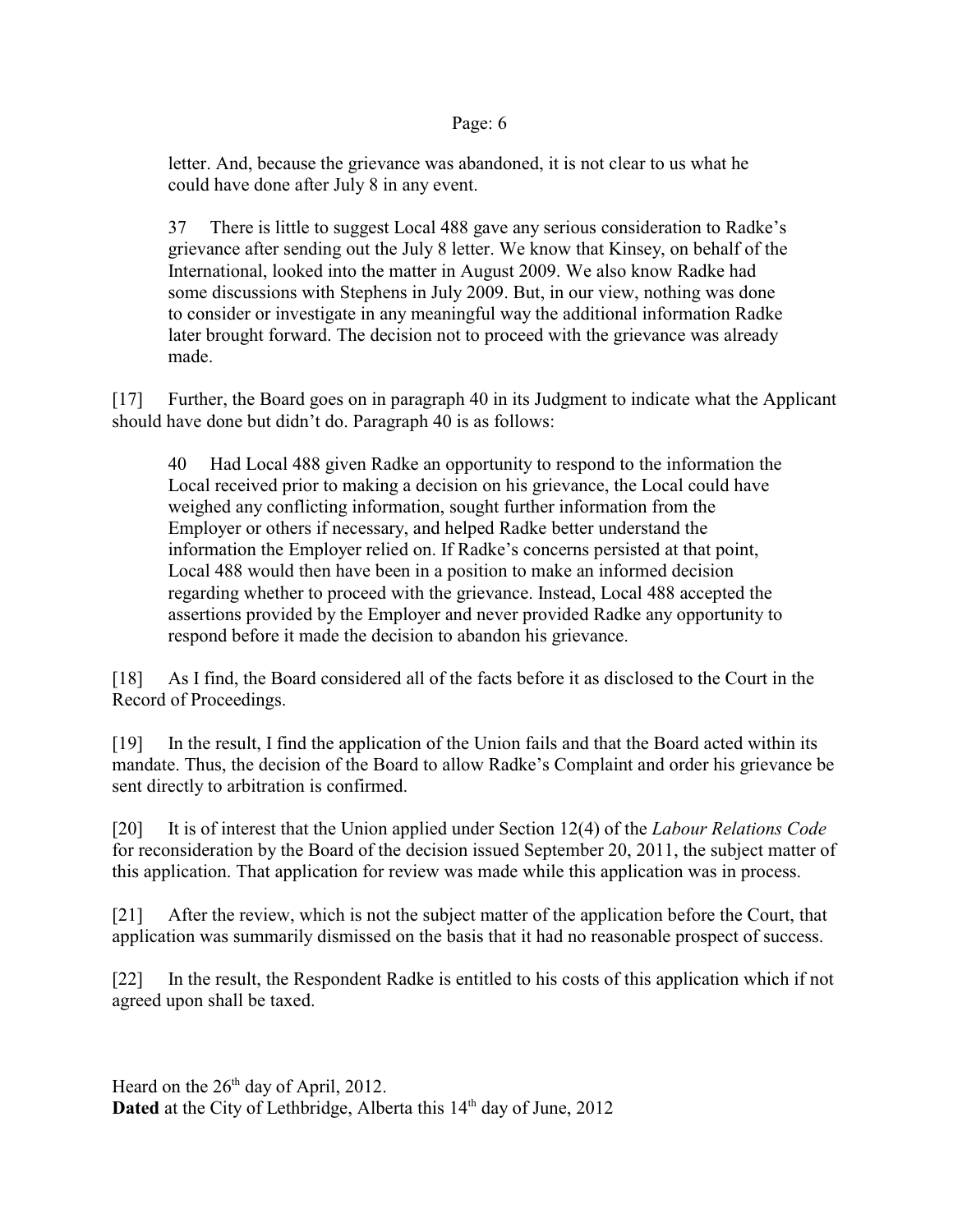> letter. And, because the grievance was abandoned, it is not clear to us what he could have done after July 8 in any event.
>
> 37 There is little to suggest Local 488 gave any serious consideration to Radke's grievance after sending out the July 8 letter. We know that Kinsey, on behalf of the International, looked into the matter in August 2009. We also know Radke had some discussions with Stephens in July 2009. But, in our view, nothing was done to consider or investigate in any meaningful way the additional information Radke later brought forward. The decision not to proceed with the grievance was already made.

[17] Further, the Board goes on in paragraph 40 in its Judgment to indicate what the Applicant should have done but didn't do. Paragraph 40 is as follows:

> 40 Had Local 488 given Radke an opportunity to respond to the information the Local received prior to making a decision on his grievance, the Local could have weighed any conflicting information, sought further information from the Employer or others if necessary, and helped Radke better understand the information the Employer relied on. If Radke's concerns persisted at that point, Local 488 would then have been in a position to make an informed decision regarding whether to proceed with the grievance. Instead, Local 488 accepted the assertions provided by the Employer and never provided Radke any opportunity to respond before it made the decision to abandon his grievance.

[18] As I find, the Board considered all of the facts before it as disclosed to the Court in the Record of Proceedings.

[19] In the result, I find the application of the Union fails and that the Board acted within its mandate. Thus, the decision of the Board to allow Radke's Complaint and order his grievance be sent directly to arbitration is confirmed.

[20] It is of interest that the Union applied under Section 12(4) of the *Labour Relations Code* for reconsideration by the Board of the decision issued September 20, 2011, the subject matter of this application. That application for review was made while this application was in process.

[21] After the review, which is not the subject matter of the application before the Court, that application was summarily dismissed on the basis that it had no reasonable prospect of success.

[22] In the result, the Respondent Radke is entitled to his costs of this application which if not agreed upon shall be taxed.

Heard on the 26th day of April, 2012.
**Dated** at the City of Lethbridge, Alberta this 14th day of June, 2012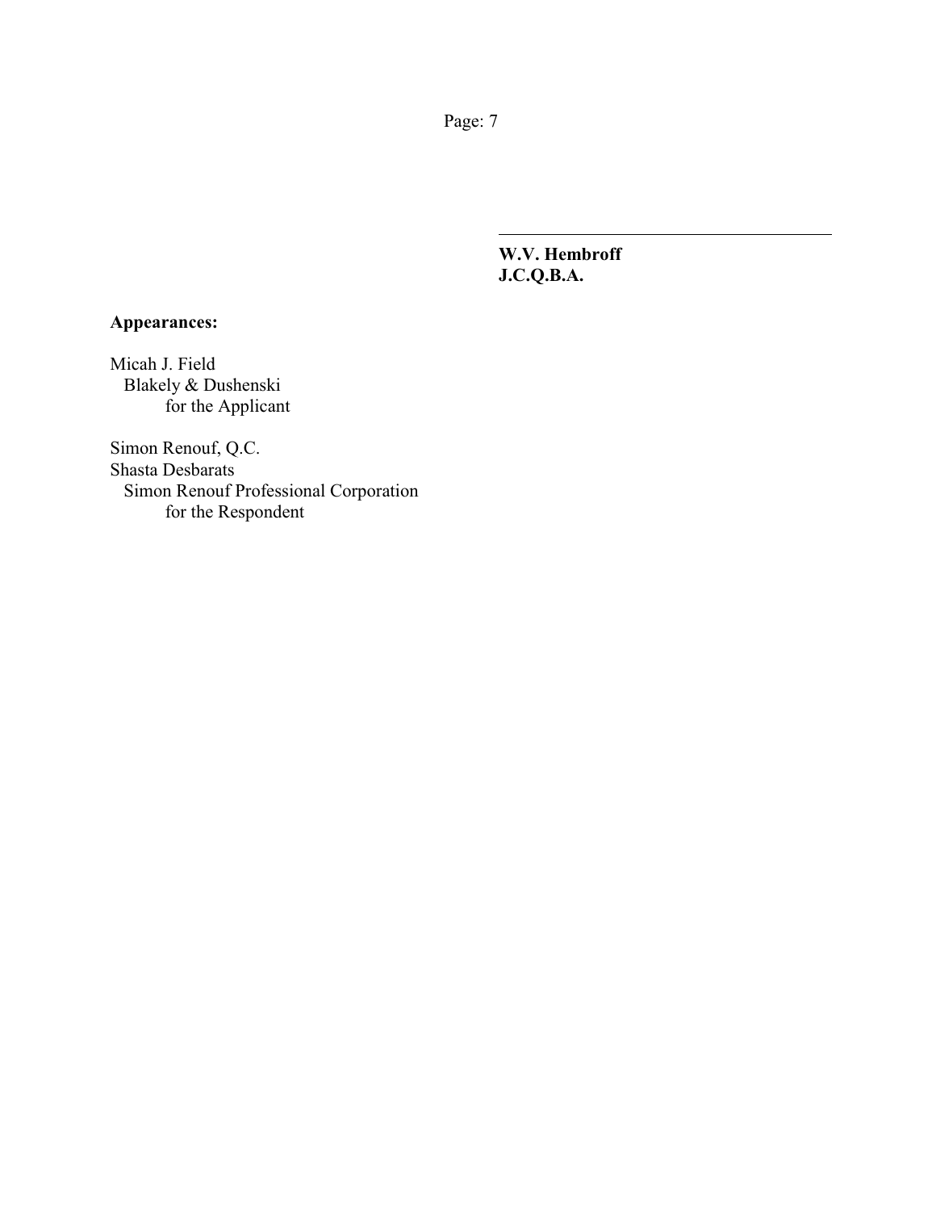---

**W.V. Hembroff**
**J.C.Q.B.A.**

**Appearances:**

Micah J. Field
Blakely & Dushenski
for the Applicant

Simon Renouf, Q.C.
Shasta Desbarats
Simon Renouf Professional Corporation
for the Respondent